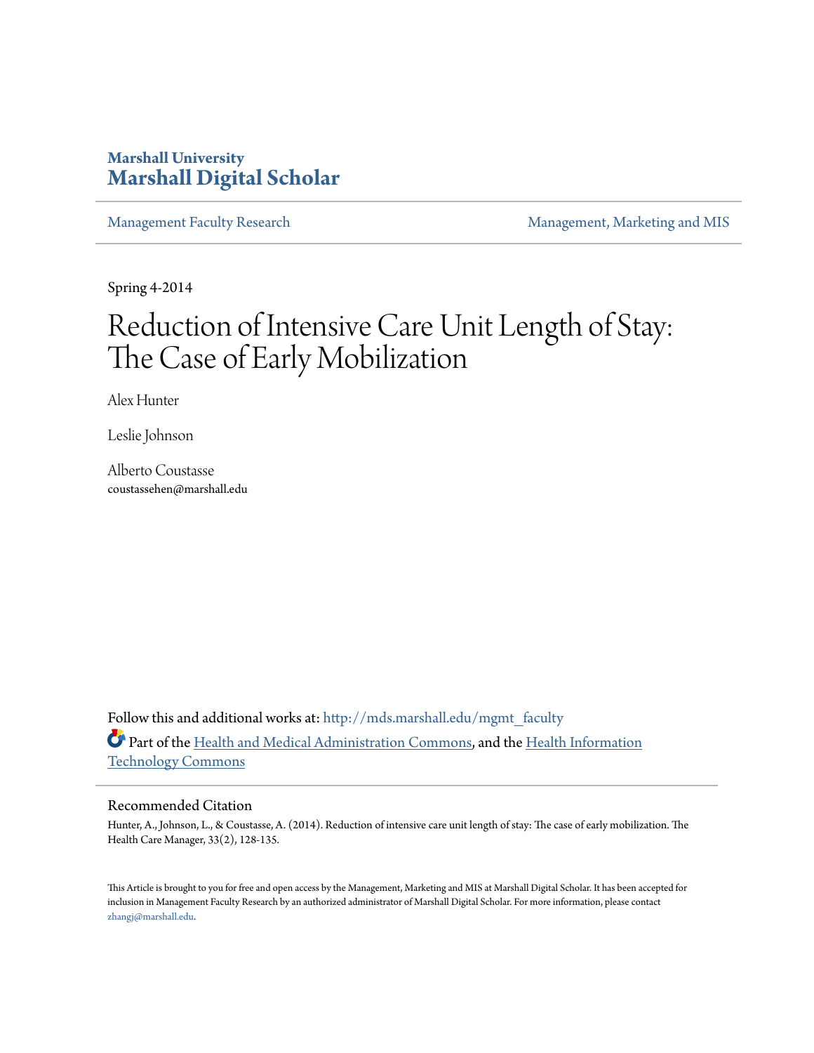**Marshall University**
## Marshall Digital Scholar

Management Faculty Research | Management, Marketing and MIS

Spring 4-2014

# Reduction of Intensive Care Unit Length of Stay: The Case of Early Mobilization

Alex Hunter

Leslie Johnson

Alberto Coustasse
coustassehen@marshall.edu

Follow this and additional works at: http://mds.marshall.edu/mgmt_faculty

Part of the Health and Medical Administration Commons, and the Health Information Technology Commons

### Recommended Citation

Hunter, A., Johnson, L., & Coustasse, A. (2014). Reduction of intensive care unit length of stay: The case of early mobilization. The Health Care Manager, 33(2), 128-135.

This Article is brought to you for free and open access by the Management, Marketing and MIS at Marshall Digital Scholar. It has been accepted for inclusion in Management Faculty Research by an authorized administrator of Marshall Digital Scholar. For more information, please contact zhangj@marshall.edu.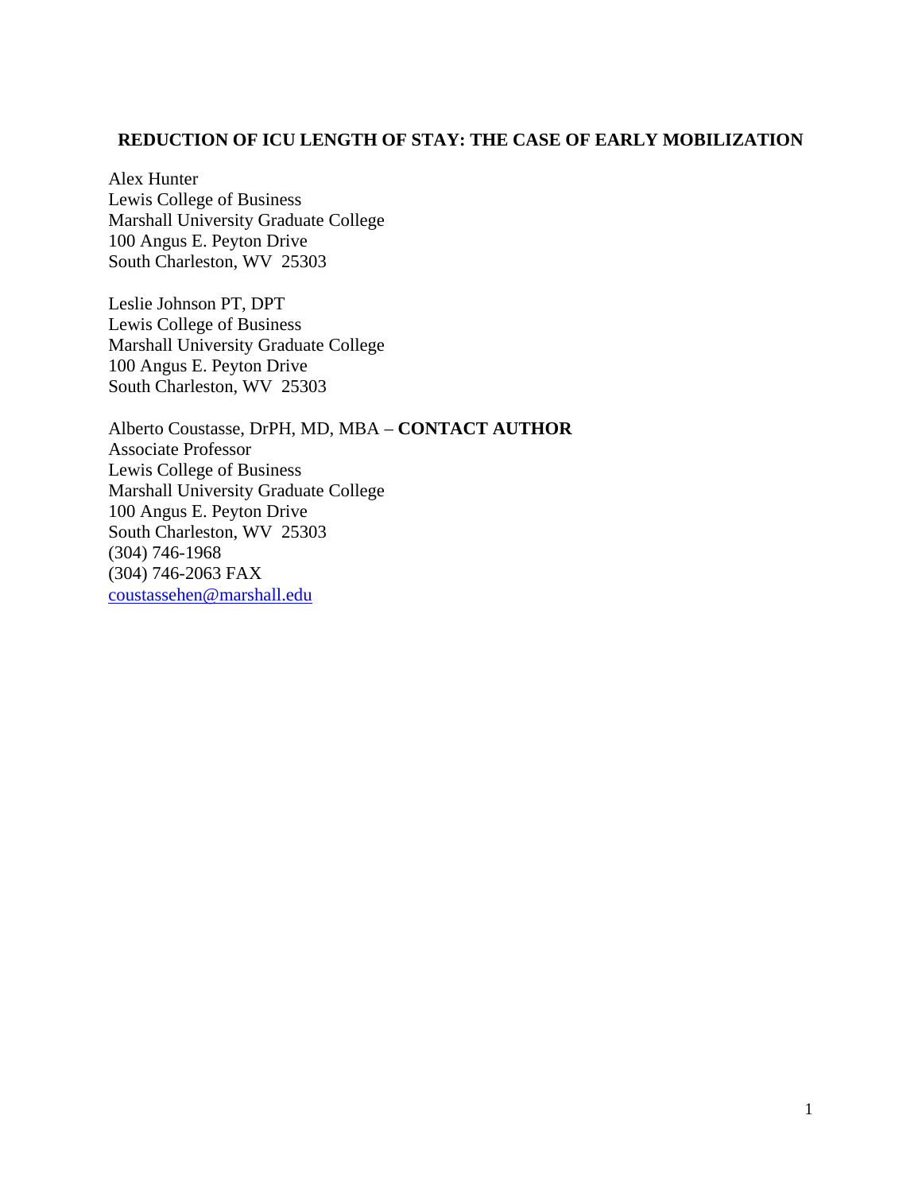**REDUCTION OF ICU LENGTH OF STAY: THE CASE OF EARLY MOBILIZATION**

Alex Hunter
Lewis College of Business
Marshall University Graduate College
100 Angus E. Peyton Drive
South Charleston, WV 25303

Leslie Johnson PT, DPT
Lewis College of Business
Marshall University Graduate College
100 Angus E. Peyton Drive
South Charleston, WV 25303

Alberto Coustasse, DrPH, MD, MBA – **CONTACT AUTHOR**
Associate Professor
Lewis College of Business
Marshall University Graduate College
100 Angus E. Peyton Drive
South Charleston, WV 25303
(304) 746-1968
(304) 746-2063 FAX
coustassehen@marshall.edu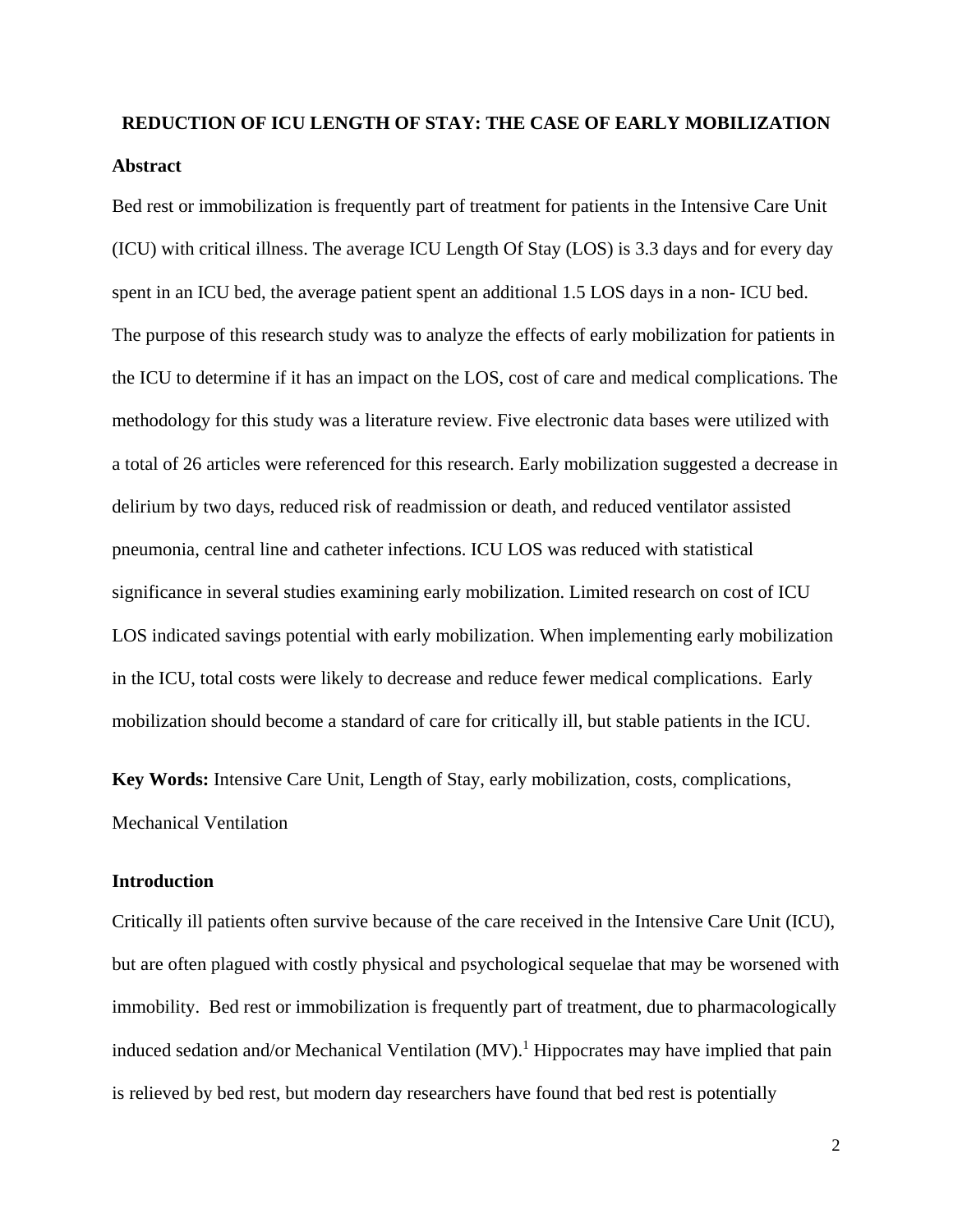**REDUCTION OF ICU LENGTH OF STAY: THE CASE OF EARLY MOBILIZATION**

**Abstract**

Bed rest or immobilization is frequently part of treatment for patients in the Intensive Care Unit (ICU) with critical illness. The average ICU Length Of Stay (LOS) is 3.3 days and for every day spent in an ICU bed, the average patient spent an additional 1.5 LOS days in a non- ICU bed. The purpose of this research study was to analyze the effects of early mobilization for patients in the ICU to determine if it has an impact on the LOS, cost of care and medical complications. The methodology for this study was a literature review. Five electronic data bases were utilized with a total of 26 articles were referenced for this research. Early mobilization suggested a decrease in delirium by two days, reduced risk of readmission or death, and reduced ventilator assisted pneumonia, central line and catheter infections. ICU LOS was reduced with statistical significance in several studies examining early mobilization. Limited research on cost of ICU LOS indicated savings potential with early mobilization. When implementing early mobilization in the ICU, total costs were likely to decrease and reduce fewer medical complications. Early mobilization should become a standard of care for critically ill, but stable patients in the ICU.

**Key Words:** Intensive Care Unit, Length of Stay, early mobilization, costs, complications, Mechanical Ventilation

**Introduction**

Critically ill patients often survive because of the care received in the Intensive Care Unit (ICU), but are often plagued with costly physical and psychological sequelae that may be worsened with immobility. Bed rest or immobilization is frequently part of treatment, due to pharmacologically induced sedation and/or Mechanical Ventilation (MV).[1] Hippocrates may have implied that pain is relieved by bed rest, but modern day researchers have found that bed rest is potentially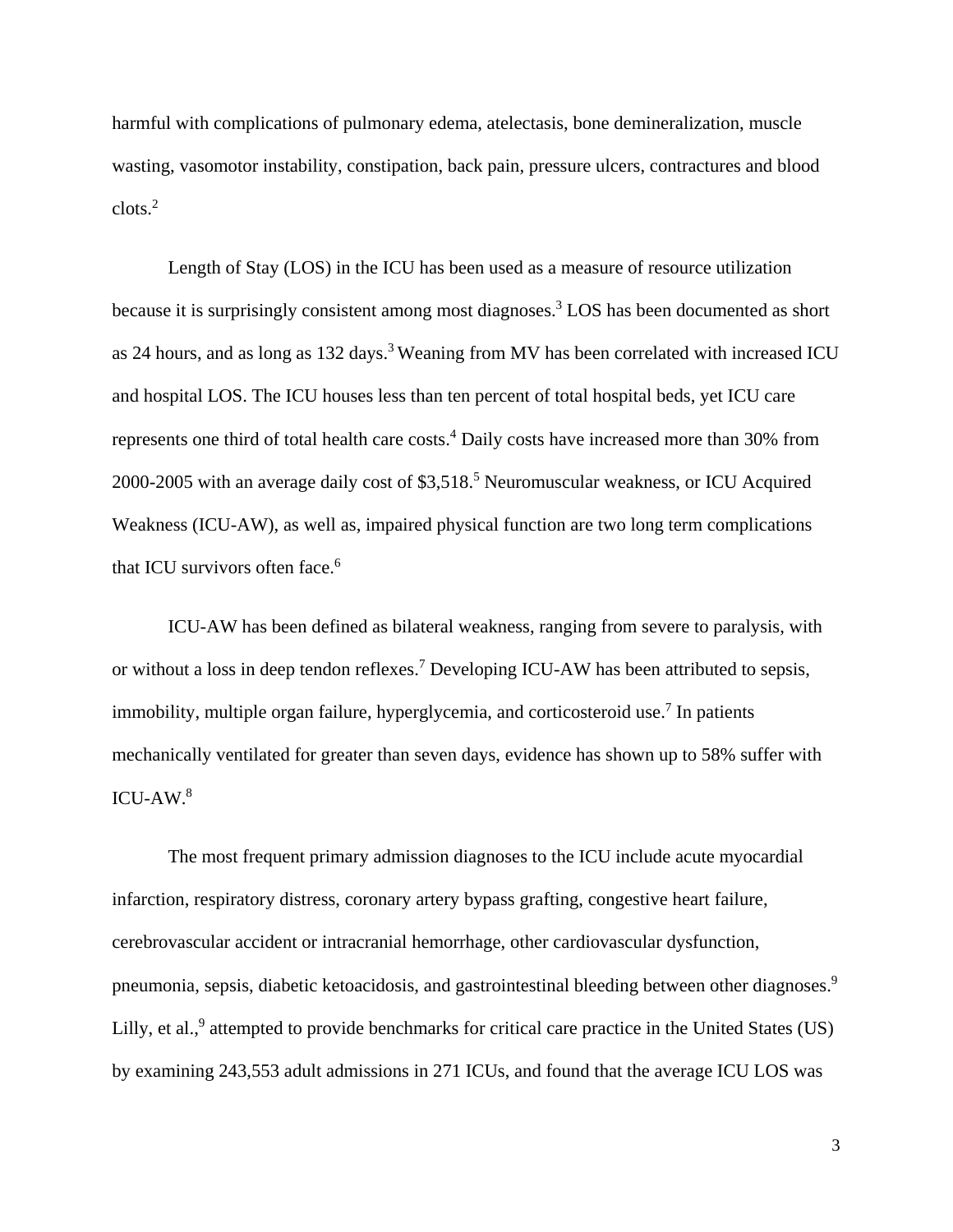harmful with complications of pulmonary edema, atelectasis, bone demineralization, muscle wasting, vasomotor instability, constipation, back pain, pressure ulcers, contractures and blood clots.[2]

Length of Stay (LOS) in the ICU has been used as a measure of resource utilization because it is surprisingly consistent among most diagnoses.[3] LOS has been documented as short as 24 hours, and as long as 132 days.[3] Weaning from MV has been correlated with increased ICU and hospital LOS. The ICU houses less than ten percent of total hospital beds, yet ICU care represents one third of total health care costs.[4] Daily costs have increased more than 30% from 2000-2005 with an average daily cost of $3,518.[5] Neuromuscular weakness, or ICU Acquired Weakness (ICU-AW), as well as, impaired physical function are two long term complications that ICU survivors often face.[6]

ICU-AW has been defined as bilateral weakness, ranging from severe to paralysis, with or without a loss in deep tendon reflexes.[7] Developing ICU-AW has been attributed to sepsis, immobility, multiple organ failure, hyperglycemia, and corticosteroid use.[7] In patients mechanically ventilated for greater than seven days, evidence has shown up to 58% suffer with ICU-AW.[8]

The most frequent primary admission diagnoses to the ICU include acute myocardial infarction, respiratory distress, coronary artery bypass grafting, congestive heart failure, cerebrovascular accident or intracranial hemorrhage, other cardiovascular dysfunction, pneumonia, sepsis, diabetic ketoacidosis, and gastrointestinal bleeding between other diagnoses.[9] Lilly, et al.,[9] attempted to provide benchmarks for critical care practice in the United States (US) by examining 243,553 adult admissions in 271 ICUs, and found that the average ICU LOS was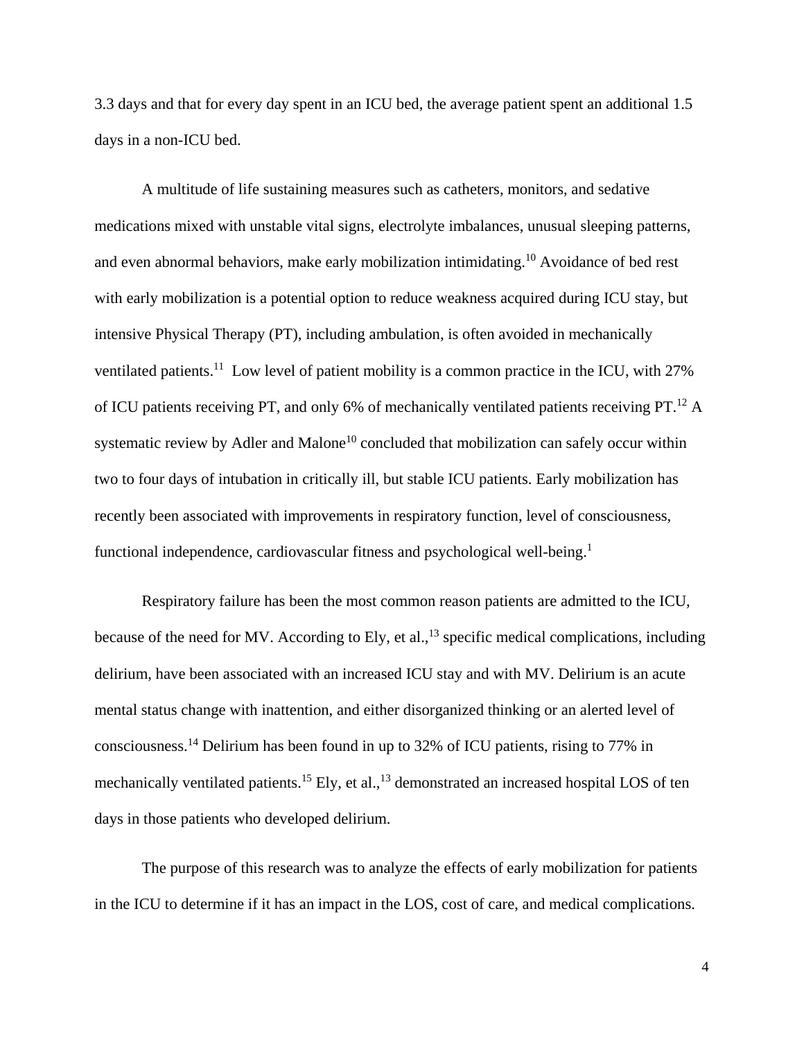3.3 days and that for every day spent in an ICU bed, the average patient spent an additional 1.5 days in a non-ICU bed.

A multitude of life sustaining measures such as catheters, monitors, and sedative medications mixed with unstable vital signs, electrolyte imbalances, unusual sleeping patterns, and even abnormal behaviors, make early mobilization intimidating.[10] Avoidance of bed rest with early mobilization is a potential option to reduce weakness acquired during ICU stay, but intensive Physical Therapy (PT), including ambulation, is often avoided in mechanically ventilated patients.[11] Low level of patient mobility is a common practice in the ICU, with 27% of ICU patients receiving PT, and only 6% of mechanically ventilated patients receiving PT.[12] A systematic review by Adler and Malone[10] concluded that mobilization can safely occur within two to four days of intubation in critically ill, but stable ICU patients. Early mobilization has recently been associated with improvements in respiratory function, level of consciousness, functional independence, cardiovascular fitness and psychological well-being.[1]

Respiratory failure has been the most common reason patients are admitted to the ICU, because of the need for MV. According to Ely, et al.,[13] specific medical complications, including delirium, have been associated with an increased ICU stay and with MV. Delirium is an acute mental status change with inattention, and either disorganized thinking or an alerted level of consciousness.[14] Delirium has been found in up to 32% of ICU patients, rising to 77% in mechanically ventilated patients.[15] Ely, et al.,[13] demonstrated an increased hospital LOS of ten days in those patients who developed delirium.

The purpose of this research was to analyze the effects of early mobilization for patients in the ICU to determine if it has an impact in the LOS, cost of care, and medical complications.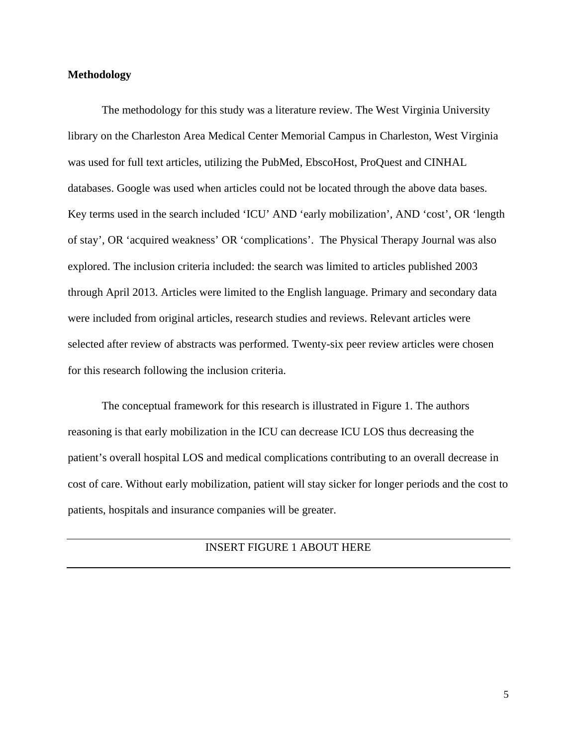**Methodology**

The methodology for this study was a literature review. The West Virginia University library on the Charleston Area Medical Center Memorial Campus in Charleston, West Virginia was used for full text articles, utilizing the PubMed, EbscoHost, ProQuest and CINHAL databases. Google was used when articles could not be located through the above data bases. Key terms used in the search included 'ICU' AND 'early mobilization', AND 'cost', OR 'length of stay', OR 'acquired weakness' OR 'complications'. The Physical Therapy Journal was also explored. The inclusion criteria included: the search was limited to articles published 2003 through April 2013. Articles were limited to the English language. Primary and secondary data were included from original articles, research studies and reviews. Relevant articles were selected after review of abstracts was performed. Twenty-six peer review articles were chosen for this research following the inclusion criteria.

The conceptual framework for this research is illustrated in Figure 1. The authors reasoning is that early mobilization in the ICU can decrease ICU LOS thus decreasing the patient's overall hospital LOS and medical complications contributing to an overall decrease in cost of care. Without early mobilization, patient will stay sicker for longer periods and the cost to patients, hospitals and insurance companies will be greater.

---

INSERT FIGURE 1 ABOUT HERE

---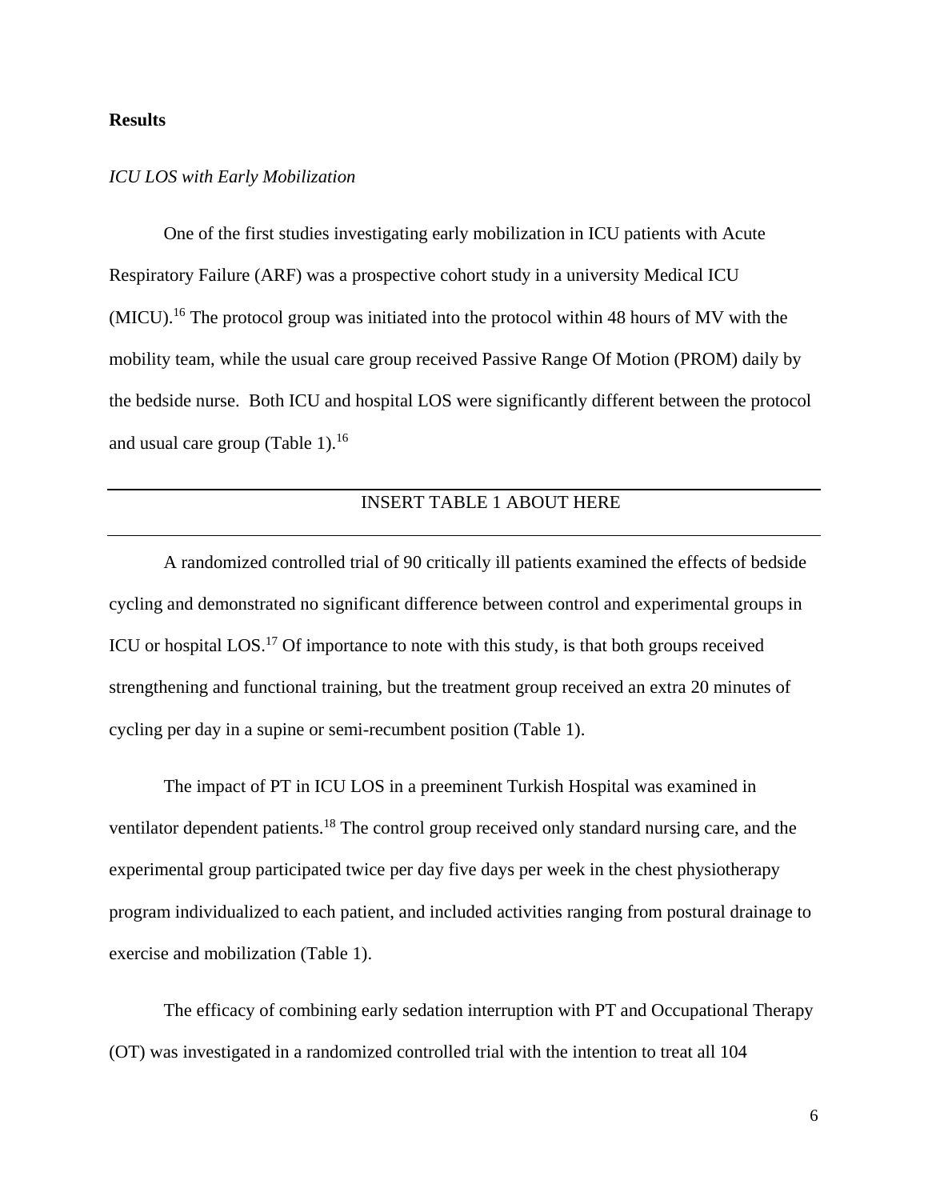**Results**

*ICU LOS with Early Mobilization*

One of the first studies investigating early mobilization in ICU patients with Acute Respiratory Failure (ARF) was a prospective cohort study in a university Medical ICU (MICU).[16] The protocol group was initiated into the protocol within 48 hours of MV with the mobility team, while the usual care group received Passive Range Of Motion (PROM) daily by the bedside nurse. Both ICU and hospital LOS were significantly different between the protocol and usual care group (Table 1).[16]

---

INSERT TABLE 1 ABOUT HERE

---

A randomized controlled trial of 90 critically ill patients examined the effects of bedside cycling and demonstrated no significant difference between control and experimental groups in ICU or hospital LOS.[17] Of importance to note with this study, is that both groups received strengthening and functional training, but the treatment group received an extra 20 minutes of cycling per day in a supine or semi-recumbent position (Table 1).

The impact of PT in ICU LOS in a preeminent Turkish Hospital was examined in ventilator dependent patients.[18] The control group received only standard nursing care, and the experimental group participated twice per day five days per week in the chest physiotherapy program individualized to each patient, and included activities ranging from postural drainage to exercise and mobilization (Table 1).

The efficacy of combining early sedation interruption with PT and Occupational Therapy (OT) was investigated in a randomized controlled trial with the intention to treat all 104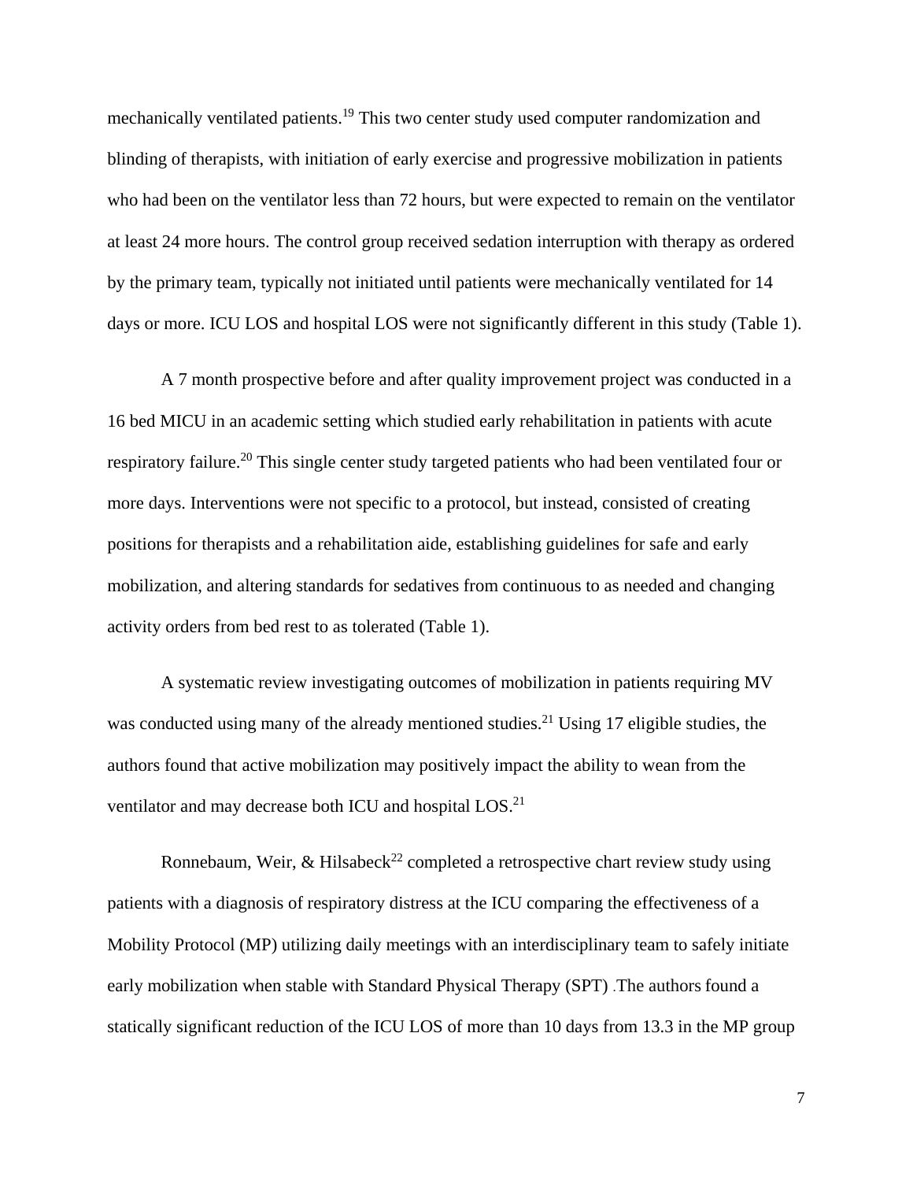mechanically ventilated patients.[19] This two center study used computer randomization and blinding of therapists, with initiation of early exercise and progressive mobilization in patients who had been on the ventilator less than 72 hours, but were expected to remain on the ventilator at least 24 more hours. The control group received sedation interruption with therapy as ordered by the primary team, typically not initiated until patients were mechanically ventilated for 14 days or more. ICU LOS and hospital LOS were not significantly different in this study (Table 1).

A 7 month prospective before and after quality improvement project was conducted in a 16 bed MICU in an academic setting which studied early rehabilitation in patients with acute respiratory failure.[20] This single center study targeted patients who had been ventilated four or more days. Interventions were not specific to a protocol, but instead, consisted of creating positions for therapists and a rehabilitation aide, establishing guidelines for safe and early mobilization, and altering standards for sedatives from continuous to as needed and changing activity orders from bed rest to as tolerated (Table 1).

A systematic review investigating outcomes of mobilization in patients requiring MV was conducted using many of the already mentioned studies.[21] Using 17 eligible studies, the authors found that active mobilization may positively impact the ability to wean from the ventilator and may decrease both ICU and hospital LOS.[21]

Ronnebaum, Weir, & Hilsabeck[22] completed a retrospective chart review study using patients with a diagnosis of respiratory distress at the ICU comparing the effectiveness of a Mobility Protocol (MP) utilizing daily meetings with an interdisciplinary team to safely initiate early mobilization when stable with Standard Physical Therapy (SPT) .The authors found a statically significant reduction of the ICU LOS of more than 10 days from 13.3 in the MP group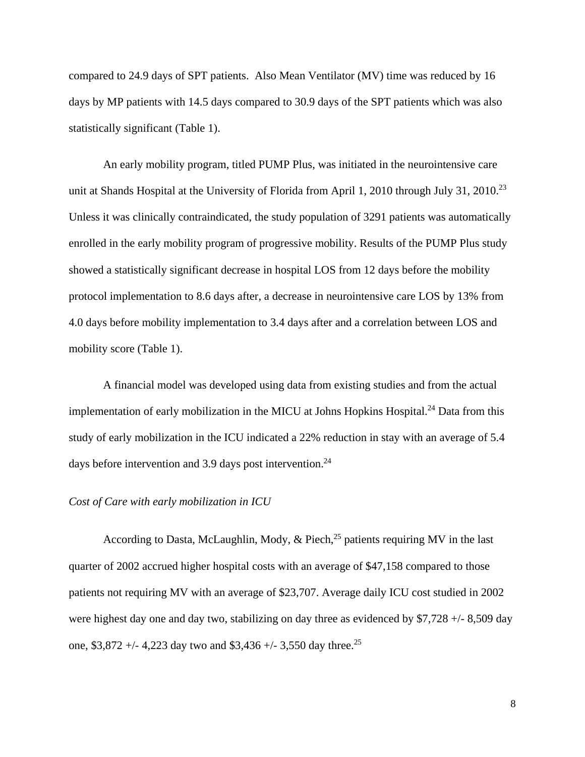compared to 24.9 days of SPT patients. Also Mean Ventilator (MV) time was reduced by 16 days by MP patients with 14.5 days compared to 30.9 days of the SPT patients which was also statistically significant (Table 1).

An early mobility program, titled PUMP Plus, was initiated in the neurointensive care unit at Shands Hospital at the University of Florida from April 1, 2010 through July 31, 2010.[23] Unless it was clinically contraindicated, the study population of 3291 patients was automatically enrolled in the early mobility program of progressive mobility. Results of the PUMP Plus study showed a statistically significant decrease in hospital LOS from 12 days before the mobility protocol implementation to 8.6 days after, a decrease in neurointensive care LOS by 13% from 4.0 days before mobility implementation to 3.4 days after and a correlation between LOS and mobility score (Table 1).

A financial model was developed using data from existing studies and from the actual implementation of early mobilization in the MICU at Johns Hopkins Hospital.[24] Data from this study of early mobilization in the ICU indicated a 22% reduction in stay with an average of 5.4 days before intervention and 3.9 days post intervention.[24]

*Cost of Care with early mobilization in ICU*

According to Dasta, McLaughlin, Mody, & Piech,[25] patients requiring MV in the last quarter of 2002 accrued higher hospital costs with an average of $47,158 compared to those patients not requiring MV with an average of $23,707. Average daily ICU cost studied in 2002 were highest day one and day two, stabilizing on day three as evidenced by $7,728 +/- 8,509 day one, $3,872 +/- 4,223 day two and $3,436 +/- 3,550 day three.[25]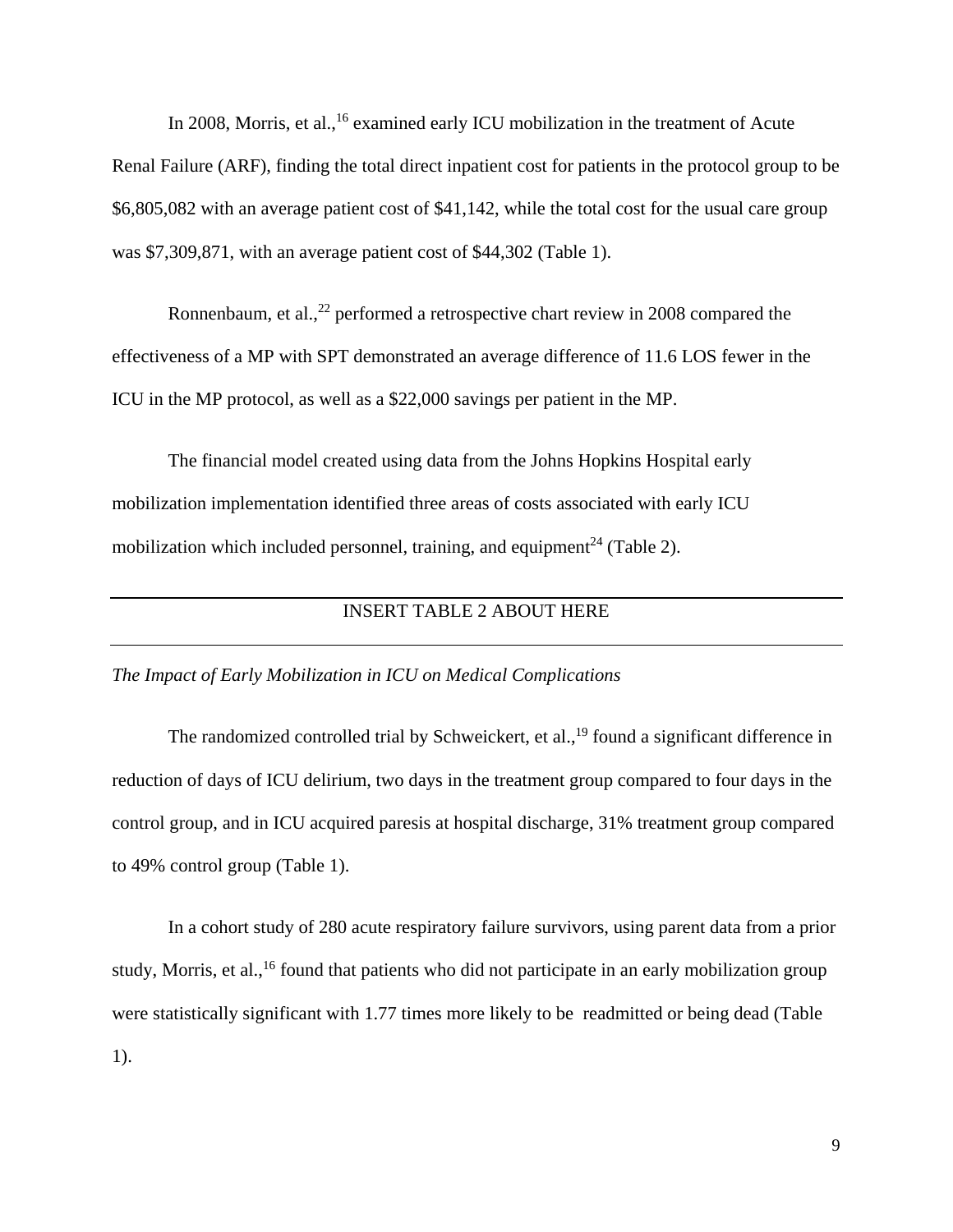In 2008, Morris, et al.,[16] examined early ICU mobilization in the treatment of Acute Renal Failure (ARF), finding the total direct inpatient cost for patients in the protocol group to be $6,805,082 with an average patient cost of $41,142, while the total cost for the usual care group was $7,309,871, with an average patient cost of $44,302 (Table 1).

Ronnenbaum, et al.,[22] performed a retrospective chart review in 2008 compared the effectiveness of a MP with SPT demonstrated an average difference of 11.6 LOS fewer in the ICU in the MP protocol, as well as a $22,000 savings per patient in the MP.

The financial model created using data from the Johns Hopkins Hospital early mobilization implementation identified three areas of costs associated with early ICU mobilization which included personnel, training, and equipment[24] (Table 2).

---

INSERT TABLE 2 ABOUT HERE

---

*The Impact of Early Mobilization in ICU on Medical Complications*

The randomized controlled trial by Schweickert, et al.,[19] found a significant difference in reduction of days of ICU delirium, two days in the treatment group compared to four days in the control group, and in ICU acquired paresis at hospital discharge, 31% treatment group compared to 49% control group (Table 1).

In a cohort study of 280 acute respiratory failure survivors, using parent data from a prior study, Morris, et al.,[16] found that patients who did not participate in an early mobilization group were statistically significant with 1.77 times more likely to be readmitted or being dead (Table 1).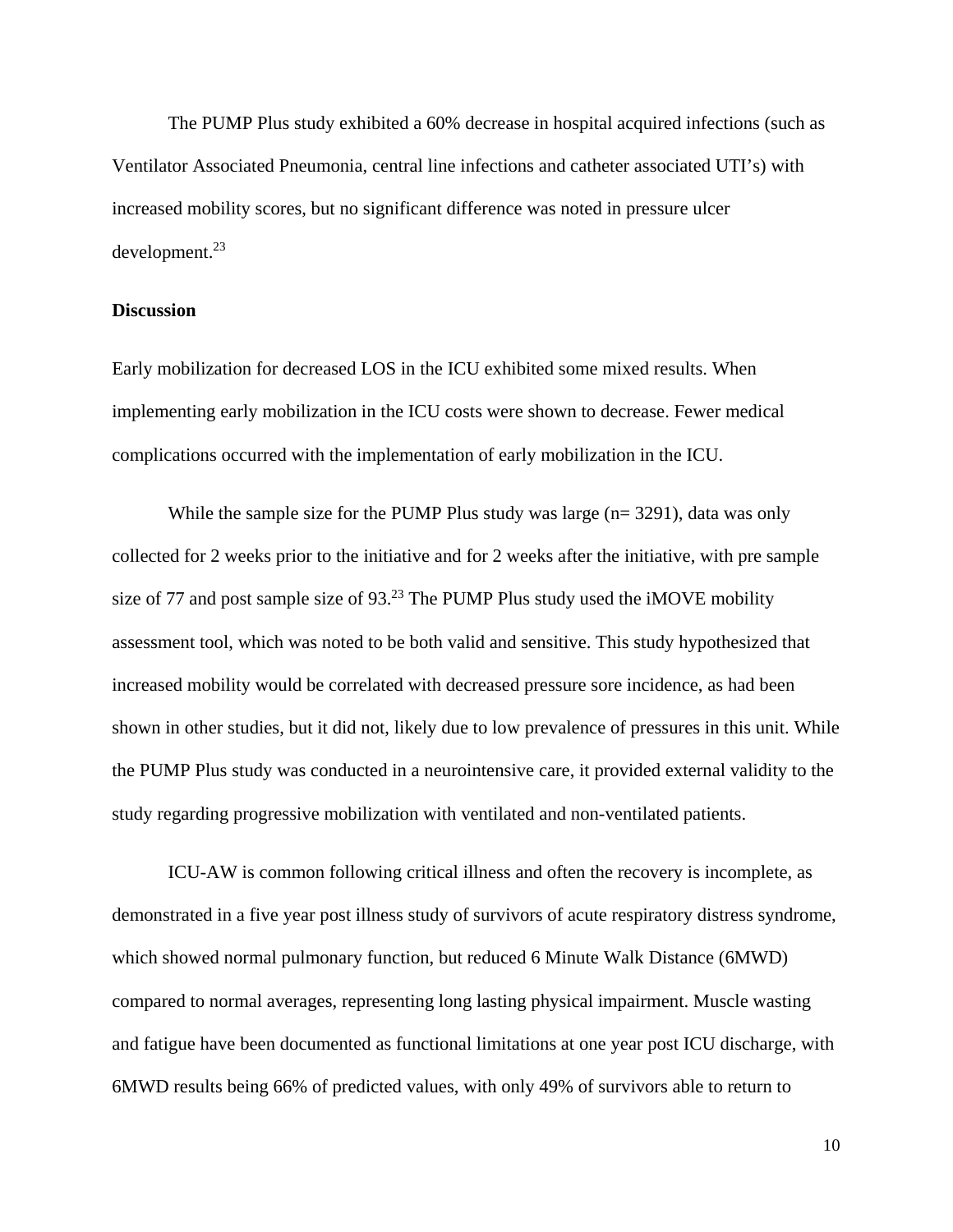The PUMP Plus study exhibited a 60% decrease in hospital acquired infections (such as Ventilator Associated Pneumonia, central line infections and catheter associated UTI's) with increased mobility scores, but no significant difference was noted in pressure ulcer development.[23]

**Discussion**

Early mobilization for decreased LOS in the ICU exhibited some mixed results. When implementing early mobilization in the ICU costs were shown to decrease. Fewer medical complications occurred with the implementation of early mobilization in the ICU.

While the sample size for the PUMP Plus study was large (n= 3291), data was only collected for 2 weeks prior to the initiative and for 2 weeks after the initiative, with pre sample size of 77 and post sample size of 93.[23] The PUMP Plus study used the iMOVE mobility assessment tool, which was noted to be both valid and sensitive. This study hypothesized that increased mobility would be correlated with decreased pressure sore incidence, as had been shown in other studies, but it did not, likely due to low prevalence of pressures in this unit. While the PUMP Plus study was conducted in a neurointensive care, it provided external validity to the study regarding progressive mobilization with ventilated and non-ventilated patients.

ICU-AW is common following critical illness and often the recovery is incomplete, as demonstrated in a five year post illness study of survivors of acute respiratory distress syndrome, which showed normal pulmonary function, but reduced 6 Minute Walk Distance (6MWD) compared to normal averages, representing long lasting physical impairment. Muscle wasting and fatigue have been documented as functional limitations at one year post ICU discharge, with 6MWD results being 66% of predicted values, with only 49% of survivors able to return to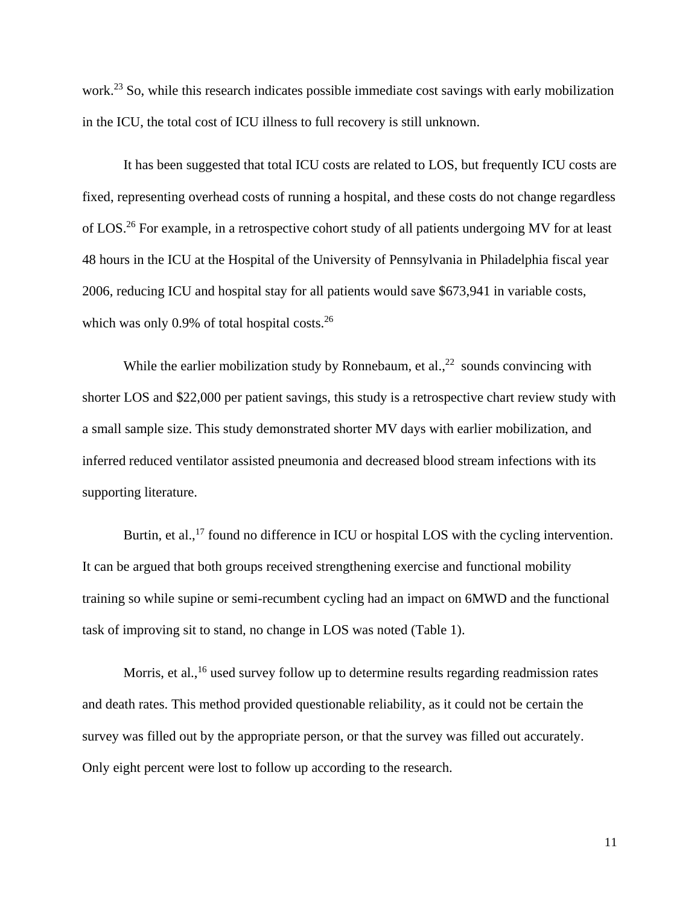work.[23] So, while this research indicates possible immediate cost savings with early mobilization in the ICU, the total cost of ICU illness to full recovery is still unknown.

It has been suggested that total ICU costs are related to LOS, but frequently ICU costs are fixed, representing overhead costs of running a hospital, and these costs do not change regardless of LOS.[26] For example, in a retrospective cohort study of all patients undergoing MV for at least 48 hours in the ICU at the Hospital of the University of Pennsylvania in Philadelphia fiscal year 2006, reducing ICU and hospital stay for all patients would save $673,941 in variable costs, which was only 0.9% of total hospital costs.[26]

While the earlier mobilization study by Ronnebaum, et al.,[22] sounds convincing with shorter LOS and $22,000 per patient savings, this study is a retrospective chart review study with a small sample size. This study demonstrated shorter MV days with earlier mobilization, and inferred reduced ventilator assisted pneumonia and decreased blood stream infections with its supporting literature.

Burtin, et al.,[17] found no difference in ICU or hospital LOS with the cycling intervention. It can be argued that both groups received strengthening exercise and functional mobility training so while supine or semi-recumbent cycling had an impact on 6MWD and the functional task of improving sit to stand, no change in LOS was noted (Table 1).

Morris, et al.,[16] used survey follow up to determine results regarding readmission rates and death rates. This method provided questionable reliability, as it could not be certain the survey was filled out by the appropriate person, or that the survey was filled out accurately. Only eight percent were lost to follow up according to the research.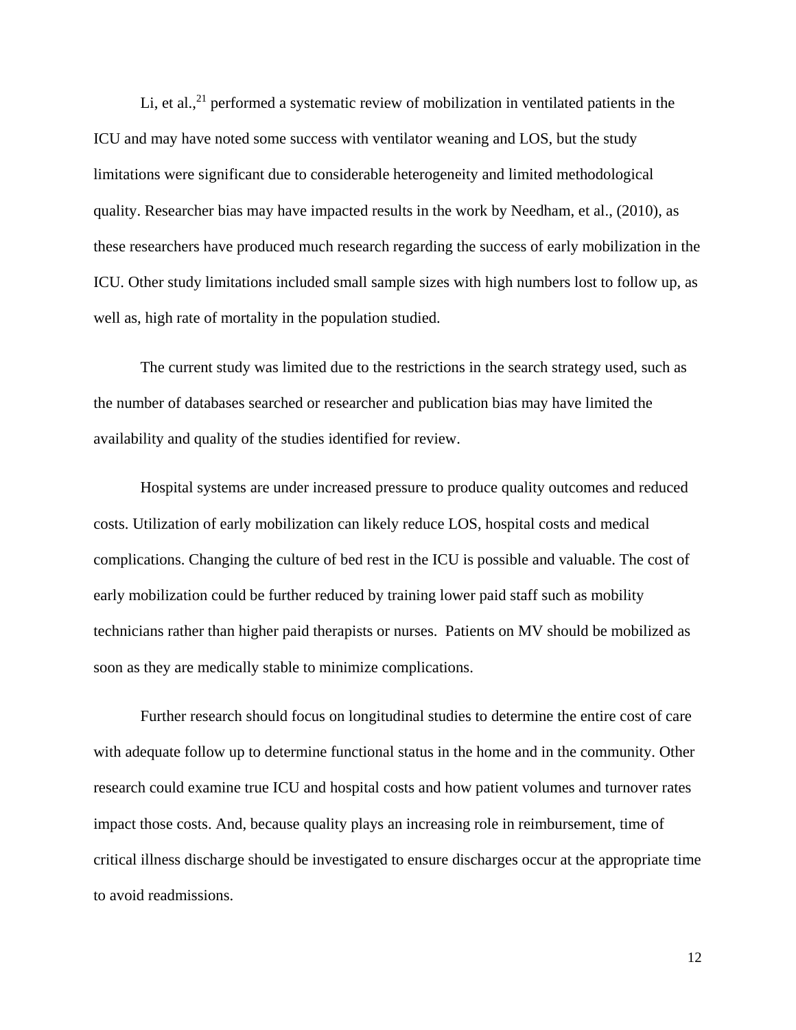Li, et al.,[21] performed a systematic review of mobilization in ventilated patients in the ICU and may have noted some success with ventilator weaning and LOS, but the study limitations were significant due to considerable heterogeneity and limited methodological quality. Researcher bias may have impacted results in the work by Needham, et al., (2010), as these researchers have produced much research regarding the success of early mobilization in the ICU. Other study limitations included small sample sizes with high numbers lost to follow up, as well as, high rate of mortality in the population studied.

The current study was limited due to the restrictions in the search strategy used, such as the number of databases searched or researcher and publication bias may have limited the availability and quality of the studies identified for review.

Hospital systems are under increased pressure to produce quality outcomes and reduced costs. Utilization of early mobilization can likely reduce LOS, hospital costs and medical complications. Changing the culture of bed rest in the ICU is possible and valuable. The cost of early mobilization could be further reduced by training lower paid staff such as mobility technicians rather than higher paid therapists or nurses. Patients on MV should be mobilized as soon as they are medically stable to minimize complications.

Further research should focus on longitudinal studies to determine the entire cost of care with adequate follow up to determine functional status in the home and in the community. Other research could examine true ICU and hospital costs and how patient volumes and turnover rates impact those costs. And, because quality plays an increasing role in reimbursement, time of critical illness discharge should be investigated to ensure discharges occur at the appropriate time to avoid readmissions.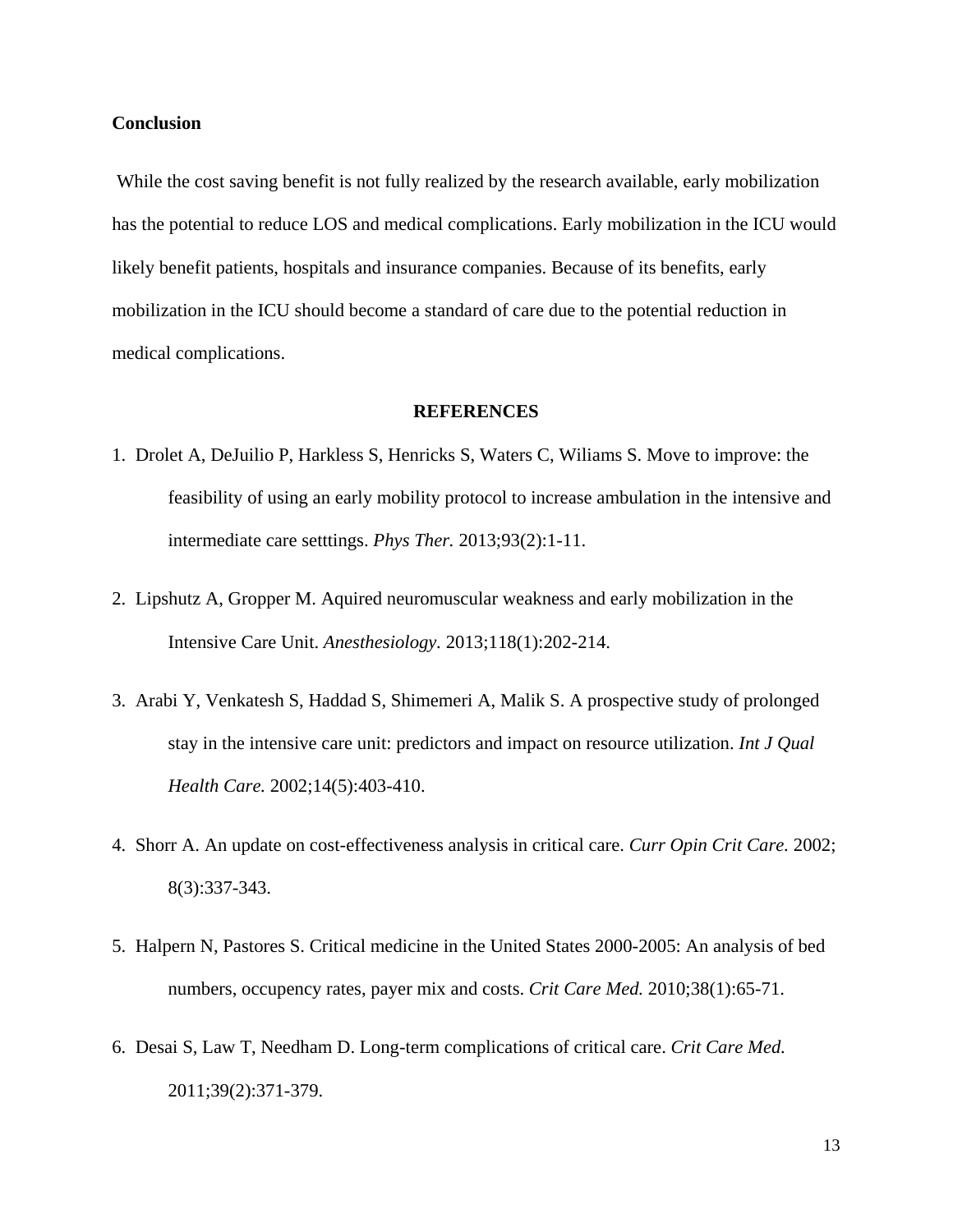**Conclusion**

While the cost saving benefit is not fully realized by the research available, early mobilization has the potential to reduce LOS and medical complications. Early mobilization in the ICU would likely benefit patients, hospitals and insurance companies. Because of its benefits, early mobilization in the ICU should become a standard of care due to the potential reduction in medical complications.

**REFERENCES**

1. Drolet A, DeJuilio P, Harkless S, Henricks S, Waters C, Wiliams S. Move to improve: the feasibility of using an early mobility protocol to increase ambulation in the intensive and intermediate care setttings. *Phys Ther.* 2013;93(2):1-11.

2. Lipshutz A, Gropper M. Aquired neuromuscular weakness and early mobilization in the Intensive Care Unit. *Anesthesiology.* 2013;118(1):202-214.

3. Arabi Y, Venkatesh S, Haddad S, Shimemeri A, Malik S. A prospective study of prolonged stay in the intensive care unit: predictors and impact on resource utilization. *Int J Qual Health Care.* 2002;14(5):403-410.

4. Shorr A. An update on cost-effectiveness analysis in critical care. *Curr Opin Crit Care.* 2002; 8(3):337-343.

5. Halpern N, Pastores S. Critical medicine in the United States 2000-2005: An analysis of bed numbers, occupency rates, payer mix and costs. *Crit Care Med.* 2010;38(1):65-71.

6. Desai S, Law T, Needham D. Long-term complications of critical care. *Crit Care Med.* 2011;39(2):371-379.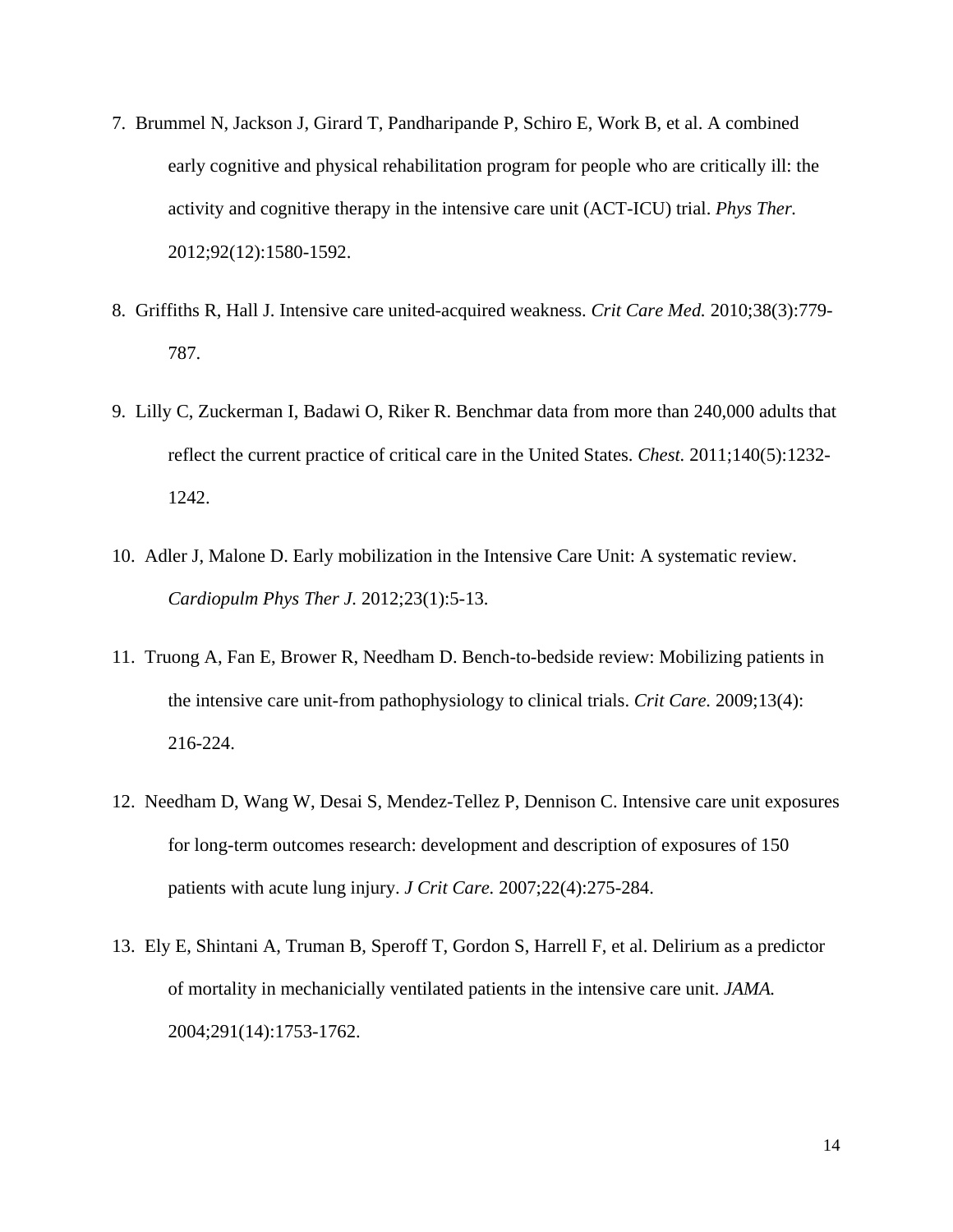7. Brummel N, Jackson J, Girard T, Pandharipande P, Schiro E, Work B, et al. A combined early cognitive and physical rehabilitation program for people who are critically ill: the activity and cognitive therapy in the intensive care unit (ACT-ICU) trial. *Phys Ther.* 2012;92(12):1580-1592.

8. Griffiths R, Hall J. Intensive care united-acquired weakness. *Crit Care Med.* 2010;38(3):779-787.

9. Lilly C, Zuckerman I, Badawi O, Riker R. Benchmar data from more than 240,000 adults that reflect the current practice of critical care in the United States. *Chest.* 2011;140(5):1232-1242.

10. Adler J, Malone D. Early mobilization in the Intensive Care Unit: A systematic review. *Cardiopulm Phys Ther J.* 2012;23(1):5-13.

11. Truong A, Fan E, Brower R, Needham D. Bench-to-bedside review: Mobilizing patients in the intensive care unit-from pathophysiology to clinical trials. *Crit Care.* 2009;13(4): 216-224.

12. Needham D, Wang W, Desai S, Mendez-Tellez P, Dennison C. Intensive care unit exposures for long-term outcomes research: development and description of exposures of 150 patients with acute lung injury. *J Crit Care.* 2007;22(4):275-284.

13. Ely E, Shintani A, Truman B, Speroff T, Gordon S, Harrell F, et al. Delirium as a predictor of mortality in mechanicially ventilated patients in the intensive care unit. *JAMA.* 2004;291(14):1753-1762.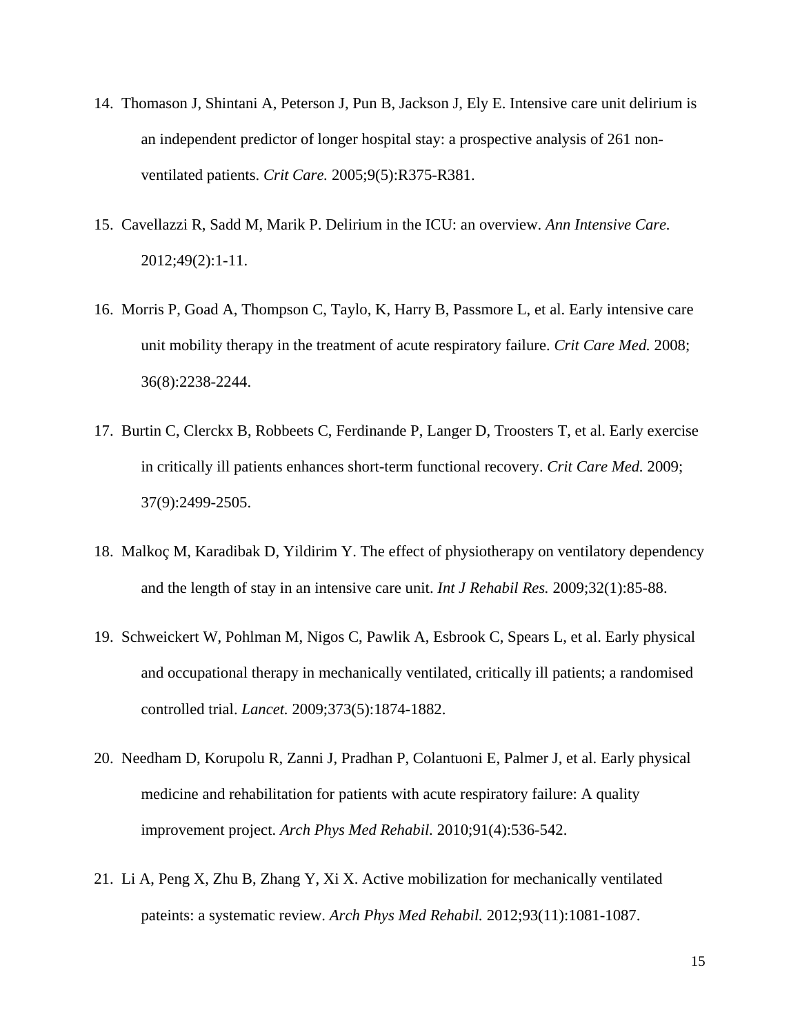14. Thomason J, Shintani A, Peterson J, Pun B, Jackson J, Ely E. Intensive care unit delirium is an independent predictor of longer hospital stay: a prospective analysis of 261 non-ventilated patients. *Crit Care.* 2005;9(5):R375-R381.

15. Cavellazzi R, Sadd M, Marik P. Delirium in the ICU: an overview. *Ann Intensive Care.* 2012;49(2):1-11.

16. Morris P, Goad A, Thompson C, Taylo, K, Harry B, Passmore L, et al. Early intensive care unit mobility therapy in the treatment of acute respiratory failure. *Crit Care Med.* 2008; 36(8):2238-2244.

17. Burtin C, Clerckx B, Robbeets C, Ferdinande P, Langer D, Troosters T, et al. Early exercise in critically ill patients enhances short-term functional recovery. *Crit Care Med.* 2009; 37(9):2499-2505.

18. Malkoç M, Karadibak D, Yildirim Y. The effect of physiotherapy on ventilatory dependency and the length of stay in an intensive care unit. *Int J Rehabil Res.* 2009;32(1):85-88.

19. Schweickert W, Pohlman M, Nigos C, Pawlik A, Esbrook C, Spears L, et al. Early physical and occupational therapy in mechanically ventilated, critically ill patients; a randomised controlled trial. *Lancet.* 2009;373(5):1874-1882.

20. Needham D, Korupolu R, Zanni J, Pradhan P, Colantuoni E, Palmer J, et al. Early physical medicine and rehabilitation for patients with acute respiratory failure: A quality improvement project. *Arch Phys Med Rehabil.* 2010;91(4):536-542.

21. Li A, Peng X, Zhu B, Zhang Y, Xi X. Active mobilization for mechanically ventilated pateints: a systematic review. *Arch Phys Med Rehabil.* 2012;93(11):1081-1087.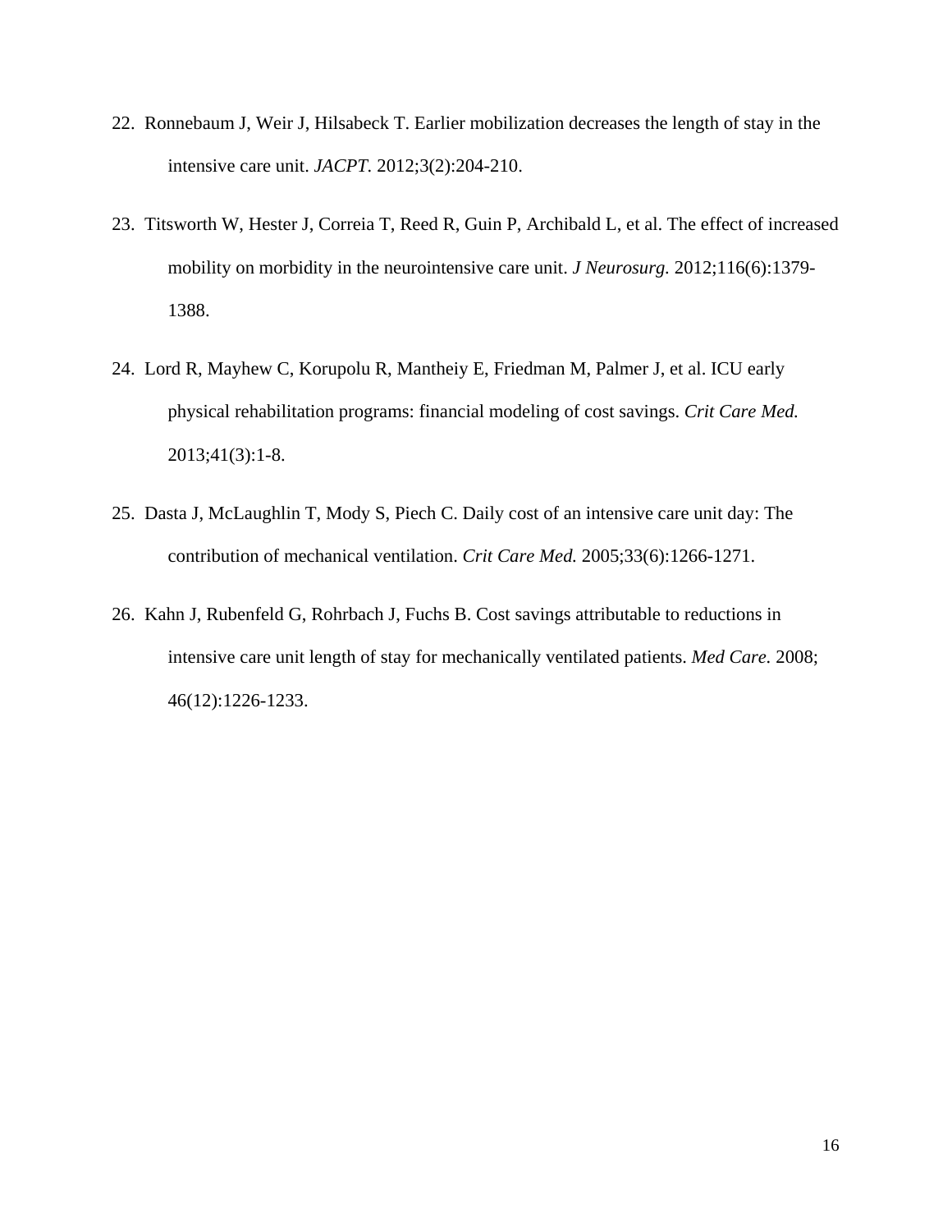22. Ronnebaum J, Weir J, Hilsabeck T. Earlier mobilization decreases the length of stay in the intensive care unit. *JACPT.* 2012;3(2):204-210.

23. Titsworth W, Hester J, Correia T, Reed R, Guin P, Archibald L, et al. The effect of increased mobility on morbidity in the neurointensive care unit. *J Neurosurg.* 2012;116(6):1379-1388.

24. Lord R, Mayhew C, Korupolu R, Mantheiy E, Friedman M, Palmer J, et al. ICU early physical rehabilitation programs: financial modeling of cost savings. *Crit Care Med.* 2013;41(3):1-8.

25. Dasta J, McLaughlin T, Mody S, Piech C. Daily cost of an intensive care unit day: The contribution of mechanical ventilation. *Crit Care Med.* 2005;33(6):1266-1271.

26. Kahn J, Rubenfeld G, Rohrbach J, Fuchs B. Cost savings attributable to reductions in intensive care unit length of stay for mechanically ventilated patients. *Med Care.* 2008; 46(12):1226-1233.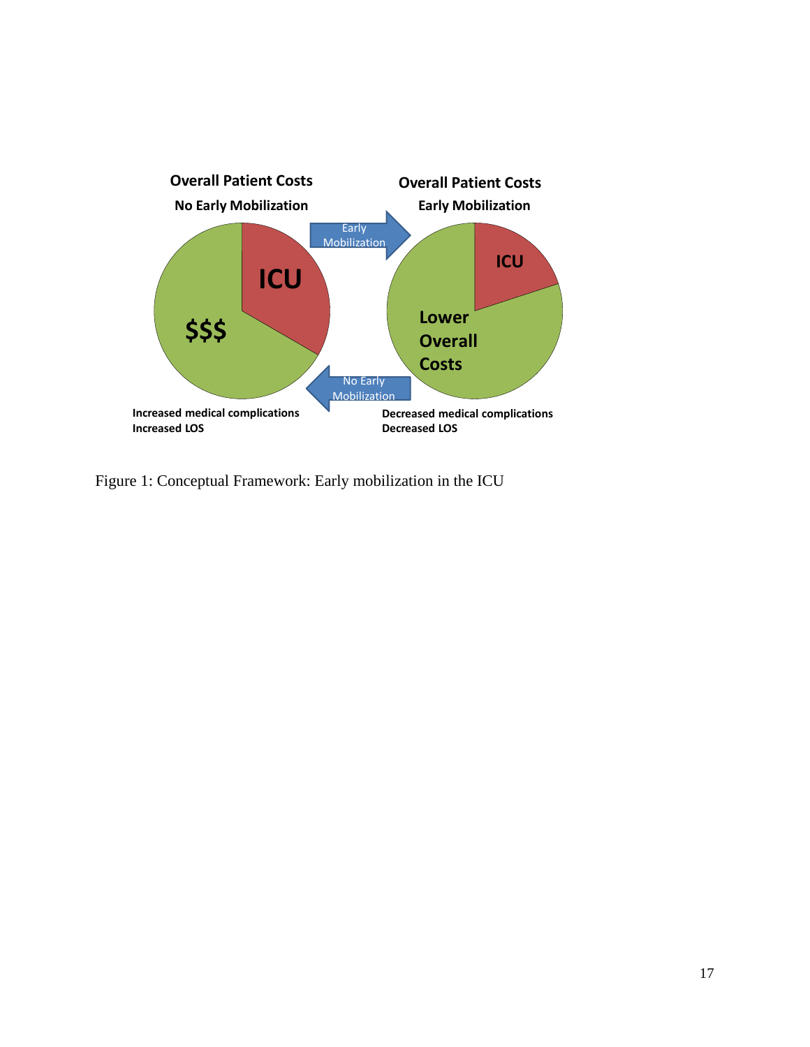**Overall Patient Costs**

**No Early Mobilization**

**ICU**

**$$$**

Early Mobilization

No Early Mobilization

**Overall Patient Costs**

**Early Mobilization**

**ICU**

**Lower Overall Costs**

**Increased medical complications**
**Increased LOS**

**Decreased medical complications**
**Decreased LOS**

Figure 1: Conceptual Framework: Early mobilization in the ICU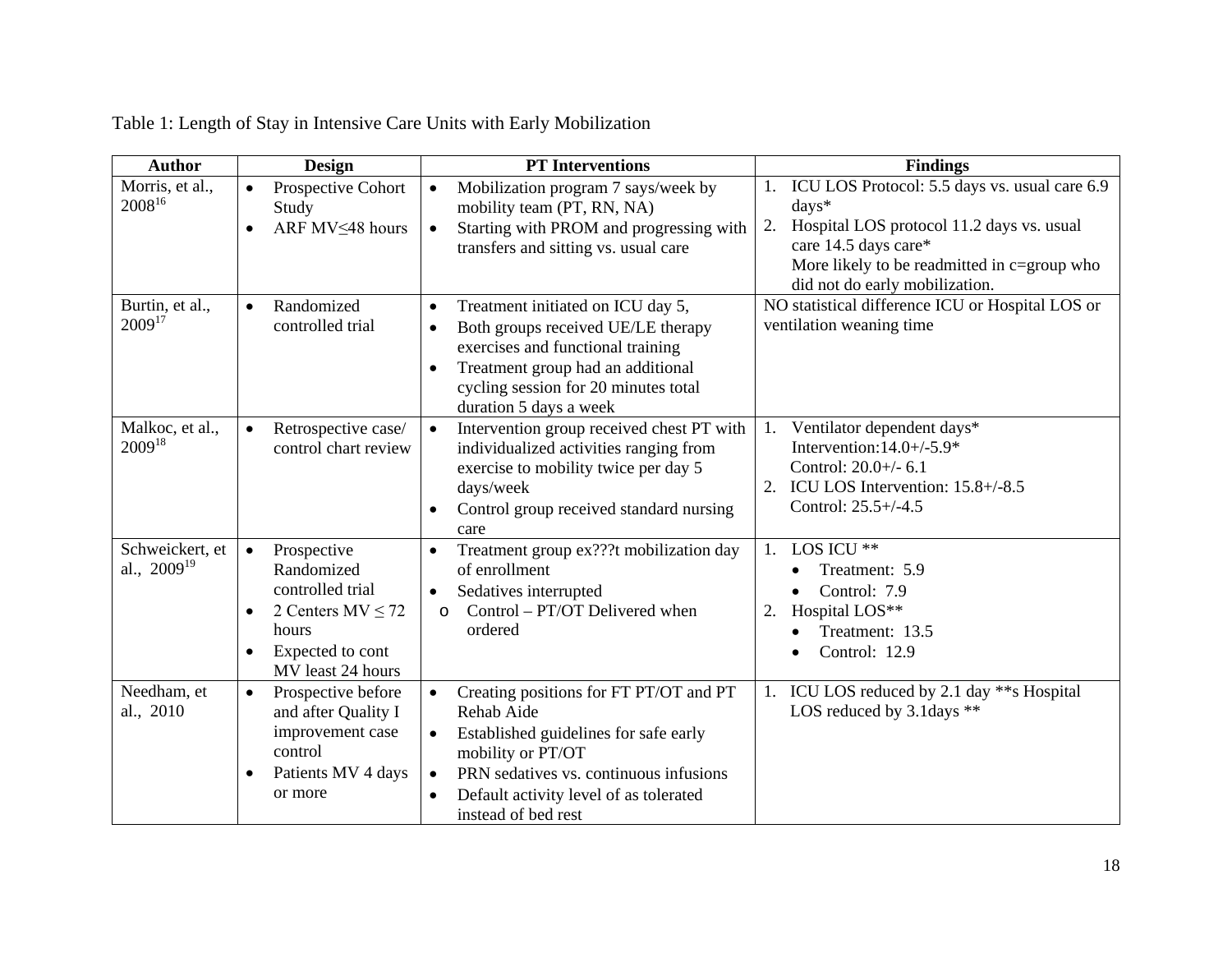Table 1: Length of Stay in Intensive Care Units with Early Mobilization

| Author | Design | PT Interventions | Findings |
|---|---|---|---|
| Morris, et al., 2008[16] | • Prospective Cohort Study<br>• ARF MV≤48 hours | • Mobilization program 7 says/week by mobility team (PT, RN, NA)<br>• Starting with PROM and progressing with transfers and sitting vs. usual care | 1. ICU LOS Protocol: 5.5 days vs. usual care 6.9 days*<br>2. Hospital LOS protocol 11.2 days vs. usual care 14.5 days care*<br>More likely to be readmitted in c=group who did not do early mobilization. |
| Burtin, et al., 2009[17] | • Randomized controlled trial | • Treatment initiated on ICU day 5,<br>• Both groups received UE/LE therapy exercises and functional training<br>• Treatment group had an additional cycling session for 20 minutes total duration 5 days a week | NO statistical difference ICU or Hospital LOS or ventilation weaning time |
| Malkoc, et al., 2009[18] | • Retrospective case/ control chart review | • Intervention group received chest PT with individualized activities ranging from exercise to mobility twice per day 5 days/week<br>• Control group received standard nursing care | 1. Ventilator dependent days*<br>Intervention:14.0+/-5.9*<br>Control: 20.0+/- 6.1<br>2. ICU LOS Intervention: 15.8+/-8.5<br>Control: 25.5+/-4.5 |
| Schweickert, et al., 2009[19] | • Prospective Randomized controlled trial<br>• 2 Centers MV ≤ 72 hours<br>• Expected to cont MV least 24 hours | • Treatment group ex???t mobilization day of enrollment<br>• Sedatives interrupted<br>o Control – PT/OT Delivered when ordered | 1. LOS ICU **<br>• Treatment: 5.9<br>• Control: 7.9<br>2. Hospital LOS**<br>• Treatment: 13.5<br>• Control: 12.9 |
| Needham, et al., 2010 | • Prospective before and after Quality I improvement case control<br>• Patients MV 4 days or more | • Creating positions for FT PT/OT and PT Rehab Aide<br>• Established guidelines for safe early mobility or PT/OT<br>• PRN sedatives vs. continuous infusions<br>• Default activity level of as tolerated instead of bed rest | 1. ICU LOS reduced by 2.1 day **s Hospital LOS reduced by 3.1days ** |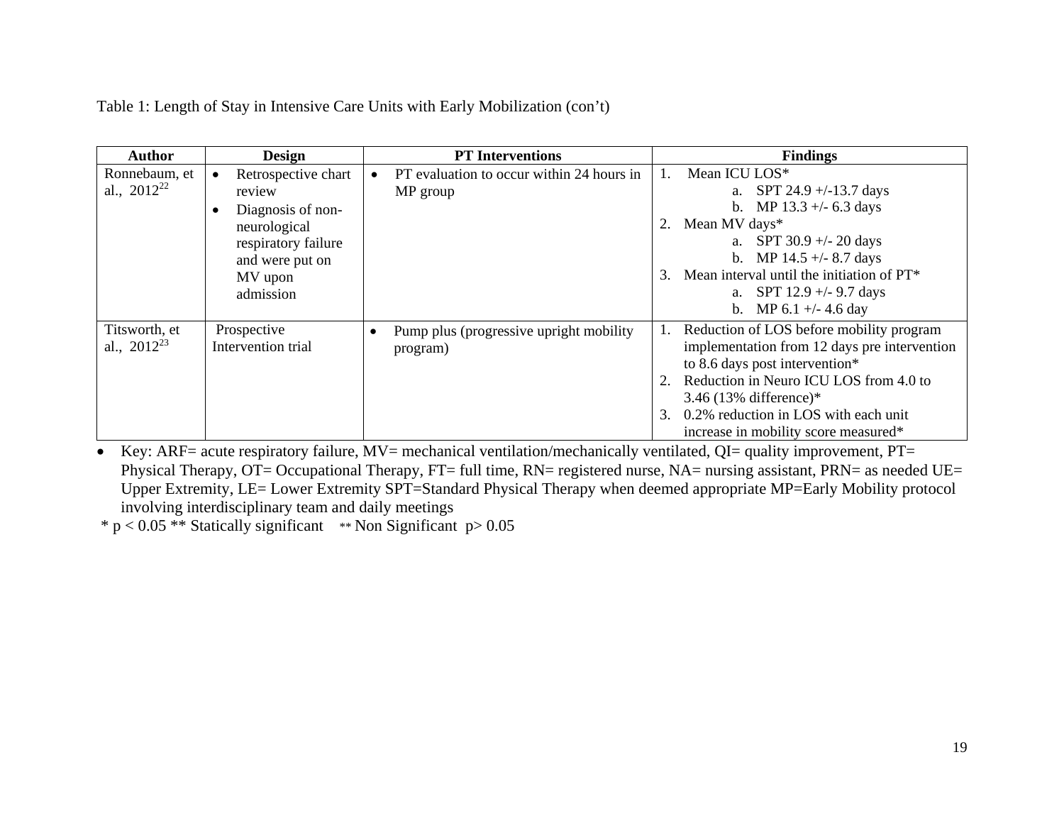Table 1: Length of Stay in Intensive Care Units with Early Mobilization (con't)

| Author | Design | PT Interventions | Findings |
|---|---|---|---|
| Ronnebaum, et al., 2012[22] | • Retrospective chart review<br>• Diagnosis of non-neurological respiratory failure and were put on MV upon admission | • PT evaluation to occur within 24 hours in MP group | 1. Mean ICU LOS*<br>a. SPT 24.9 +/-13.7 days<br>b. MP 13.3 +/- 6.3 days<br>2. Mean MV days*<br>a. SPT 30.9 +/- 20 days<br>b. MP 14.5 +/- 8.7 days<br>3. Mean interval until the initiation of PT*<br>a. SPT 12.9 +/- 9.7 days<br>b. MP 6.1 +/- 4.6 day |
| Titsworth, et al., 2012[23] | Prospective Intervention trial | • Pump plus (progressive upright mobility program) | 1. Reduction of LOS before mobility program implementation from 12 days pre intervention to 8.6 days post intervention*<br>2. Reduction in Neuro ICU LOS from 4.0 to 3.46 (13% difference)*<br>3. 0.2% reduction in LOS with each unit increase in mobility score measured* |

- Key: ARF= acute respiratory failure, MV= mechanical ventilation/mechanically ventilated, QI= quality improvement, PT= Physical Therapy, OT= Occupational Therapy, FT= full time, RN= registered nurse, NA= nursing assistant, PRN= as needed UE= Upper Extremity, LE= Lower Extremity SPT=Standard Physical Therapy when deemed appropriate MP=Early Mobility protocol involving interdisciplinary team and daily meetings

\* $p < 0.05$ ** Statically significant ** Non Significant $p > 0.05$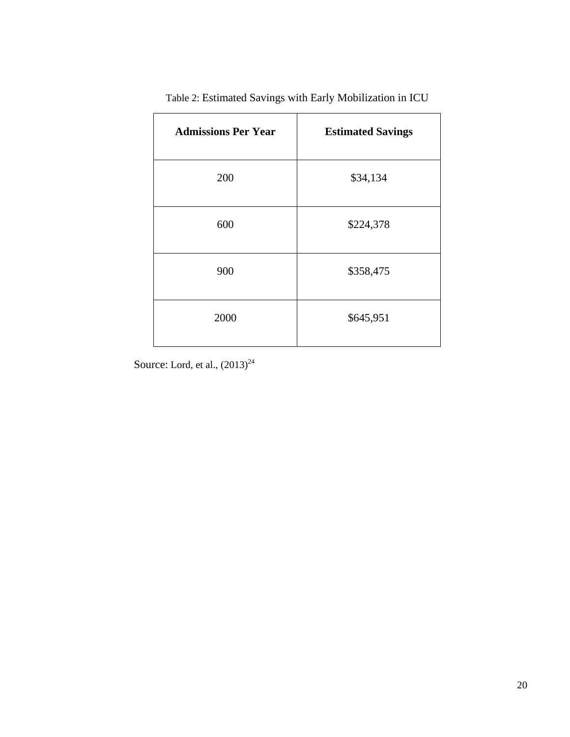Table 2: Estimated Savings with Early Mobilization in ICU

| Admissions Per Year | Estimated Savings |
| --- | --- |
| 200 | $34,134 |
| 600 | $224,378 |
| 900 | $358,475 |
| 2000 | $645,951 |

Source: Lord, et al., (2013)[24]